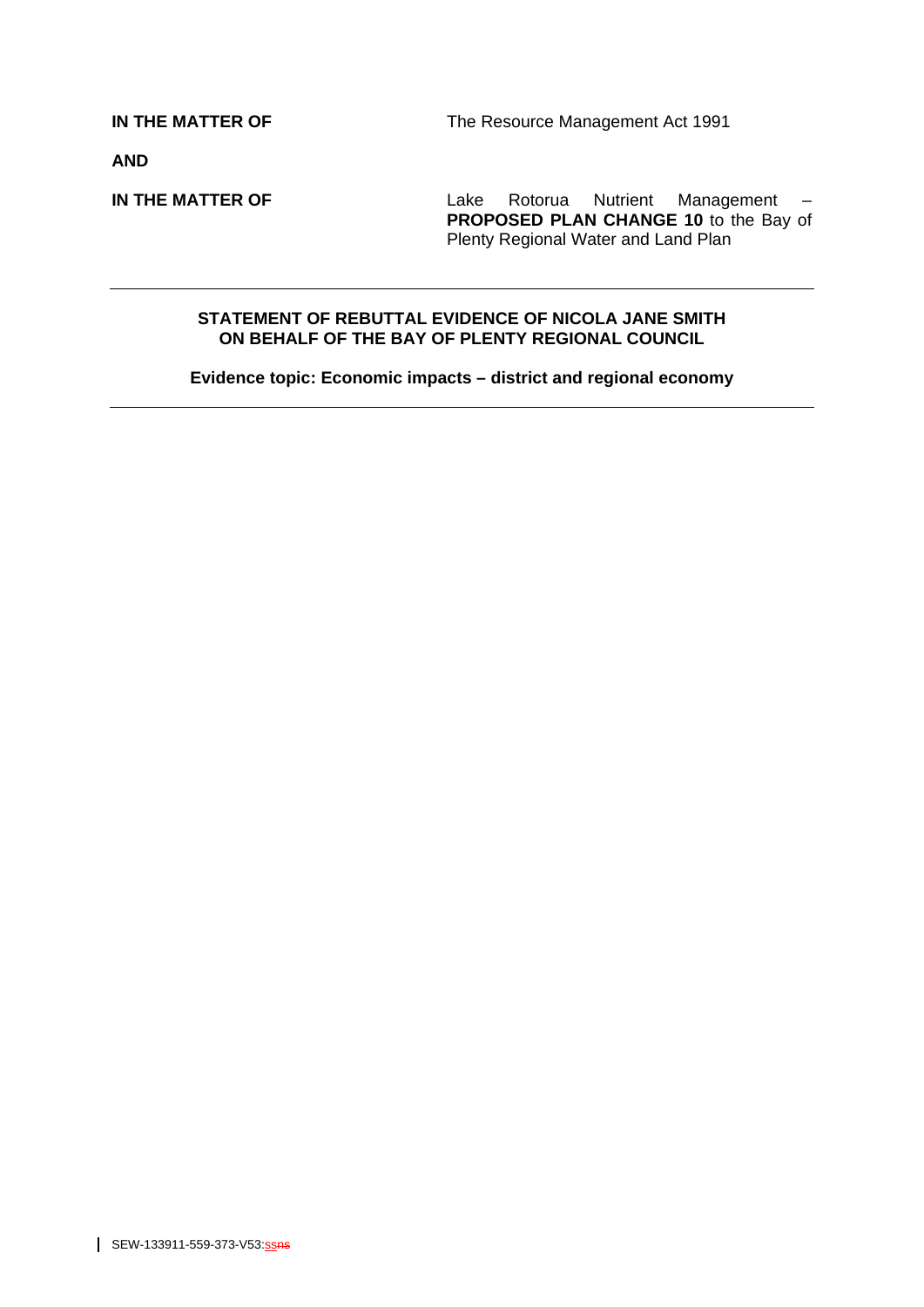| | |
|---|---|
| **IN THE MATTER OF** | The Resource Management Act 1991 |
| **AND** | |
| **IN THE MATTER OF** | Lake Rotorua Nutrient Management – **PROPOSED PLAN CHANGE 10** to the Bay of Plenty Regional Water and Land Plan |

---

**STATEMENT OF REBUTTAL EVIDENCE OF NICOLA JANE SMITH ON BEHALF OF THE BAY OF PLENTY REGIONAL COUNCIL**

**Evidence topic: Economic impacts – district and regional economy**

---

SEW-133911-559-373-V53:ss~~ns~~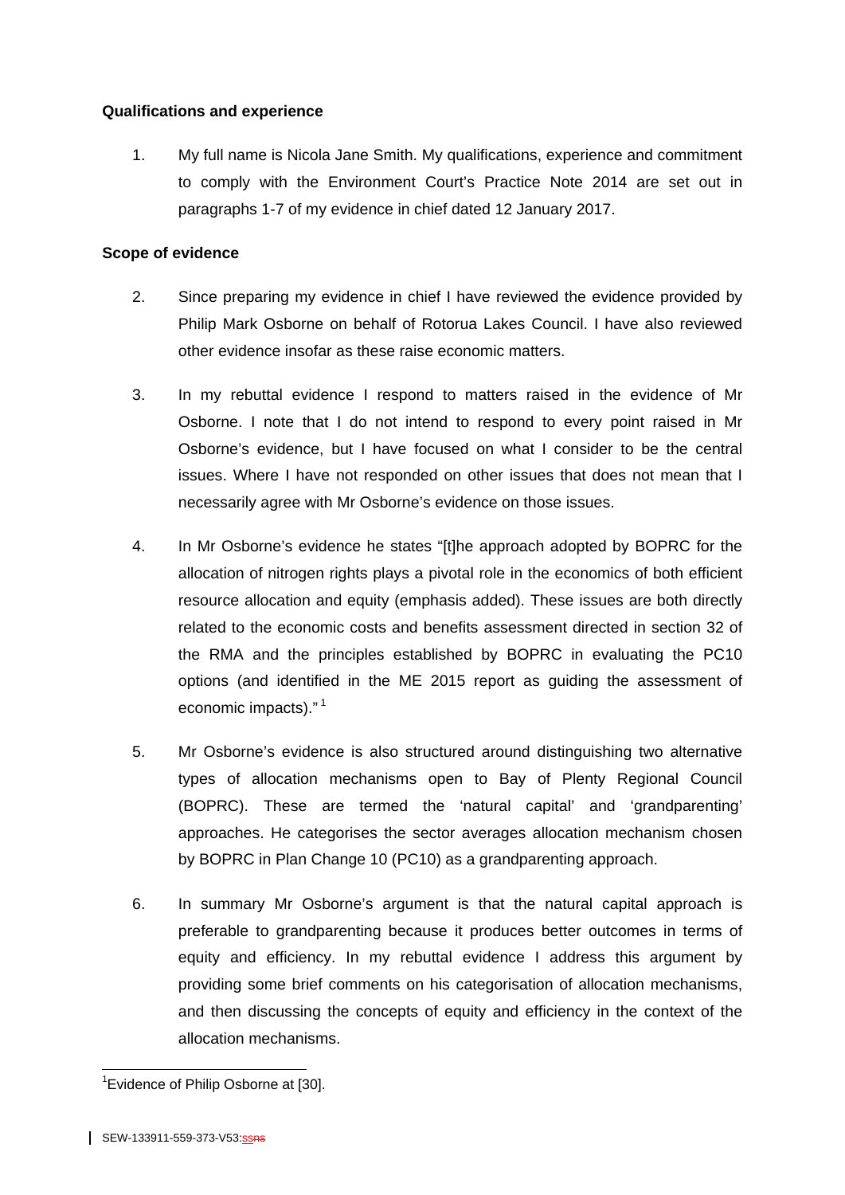**Qualifications and experience**

1. My full name is Nicola Jane Smith. My qualifications, experience and commitment to comply with the Environment Court's Practice Note 2014 are set out in paragraphs 1-7 of my evidence in chief dated 12 January 2017.

**Scope of evidence**

2. Since preparing my evidence in chief I have reviewed the evidence provided by Philip Mark Osborne on behalf of Rotorua Lakes Council. I have also reviewed other evidence insofar as these raise economic matters.

3. In my rebuttal evidence I respond to matters raised in the evidence of Mr Osborne. I note that I do not intend to respond to every point raised in Mr Osborne's evidence, but I have focused on what I consider to be the central issues. Where I have not responded on other issues that does not mean that I necessarily agree with Mr Osborne's evidence on those issues.

4. In Mr Osborne's evidence he states "[t]he approach adopted by BOPRC for the allocation of nitrogen rights plays a pivotal role in the economics of both efficient resource allocation and equity (emphasis added). These issues are both directly related to the economic costs and benefits assessment directed in section 32 of the RMA and the principles established by BOPRC in evaluating the PC10 options (and identified in the ME 2015 report as guiding the assessment of economic impacts)." [1]

5. Mr Osborne's evidence is also structured around distinguishing two alternative types of allocation mechanisms open to Bay of Plenty Regional Council (BOPRC). These are termed the 'natural capital' and 'grandparenting' approaches. He categorises the sector averages allocation mechanism chosen by BOPRC in Plan Change 10 (PC10) as a grandparenting approach.

6. In summary Mr Osborne's argument is that the natural capital approach is preferable to grandparenting because it produces better outcomes in terms of equity and efficiency. In my rebuttal evidence I address this argument by providing some brief comments on his categorisation of allocation mechanisms, and then discussing the concepts of equity and efficiency in the context of the allocation mechanisms.

---

[1] Evidence of Philip Osborne at [30].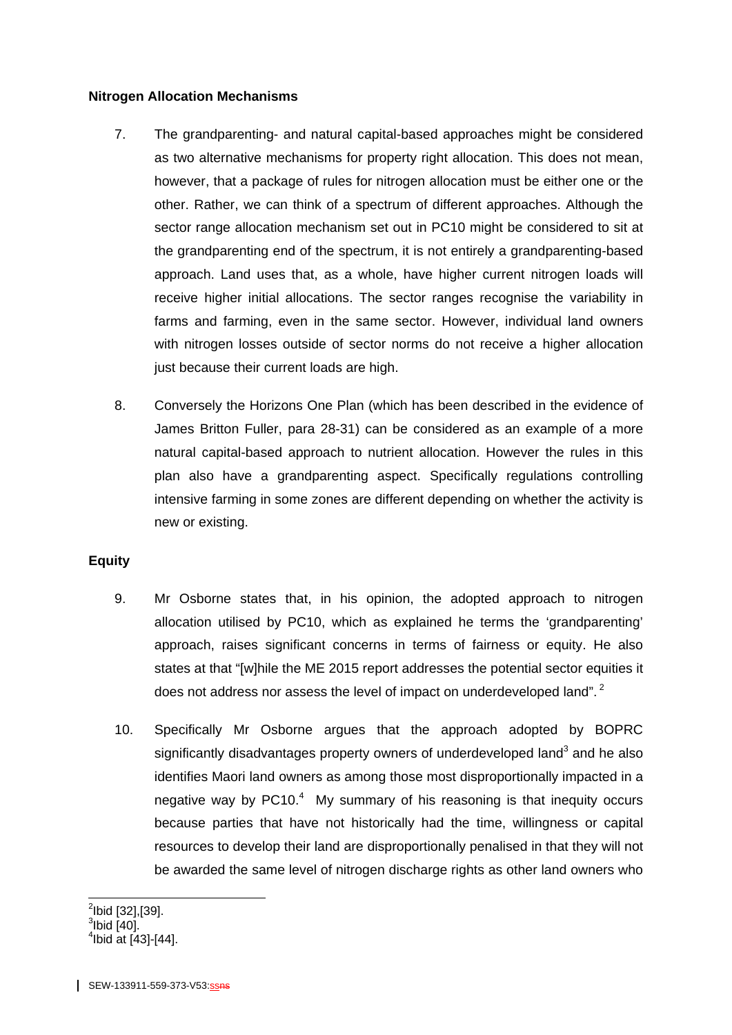**Nitrogen Allocation Mechanisms**

7. The grandparenting- and natural capital-based approaches might be considered as two alternative mechanisms for property right allocation. This does not mean, however, that a package of rules for nitrogen allocation must be either one or the other. Rather, we can think of a spectrum of different approaches. Although the sector range allocation mechanism set out in PC10 might be considered to sit at the grandparenting end of the spectrum, it is not entirely a grandparenting-based approach. Land uses that, as a whole, have higher current nitrogen loads will receive higher initial allocations. The sector ranges recognise the variability in farms and farming, even in the same sector. However, individual land owners with nitrogen losses outside of sector norms do not receive a higher allocation just because their current loads are high.

8. Conversely the Horizons One Plan (which has been described in the evidence of James Britton Fuller, para 28-31) can be considered as an example of a more natural capital-based approach to nutrient allocation. However the rules in this plan also have a grandparenting aspect. Specifically regulations controlling intensive farming in some zones are different depending on whether the activity is new or existing.

**Equity**

9. Mr Osborne states that, in his opinion, the adopted approach to nitrogen allocation utilised by PC10, which as explained he terms the 'grandparenting' approach, raises significant concerns in terms of fairness or equity. He also states at that "[w]hile the ME 2015 report addresses the potential sector equities it does not address nor assess the level of impact on underdeveloped land". [2]

10. Specifically Mr Osborne argues that the approach adopted by BOPRC significantly disadvantages property owners of underdeveloped land[3] and he also identifies Maori land owners as among those most disproportionally impacted in a negative way by PC10.[4] My summary of his reasoning is that inequity occurs because parties that have not historically had the time, willingness or capital resources to develop their land are disproportionally penalised in that they will not be awarded the same level of nitrogen discharge rights as other land owners who

[2] Ibid [32],[39].
[3] Ibid [40].
[4] Ibid at [43]-[44].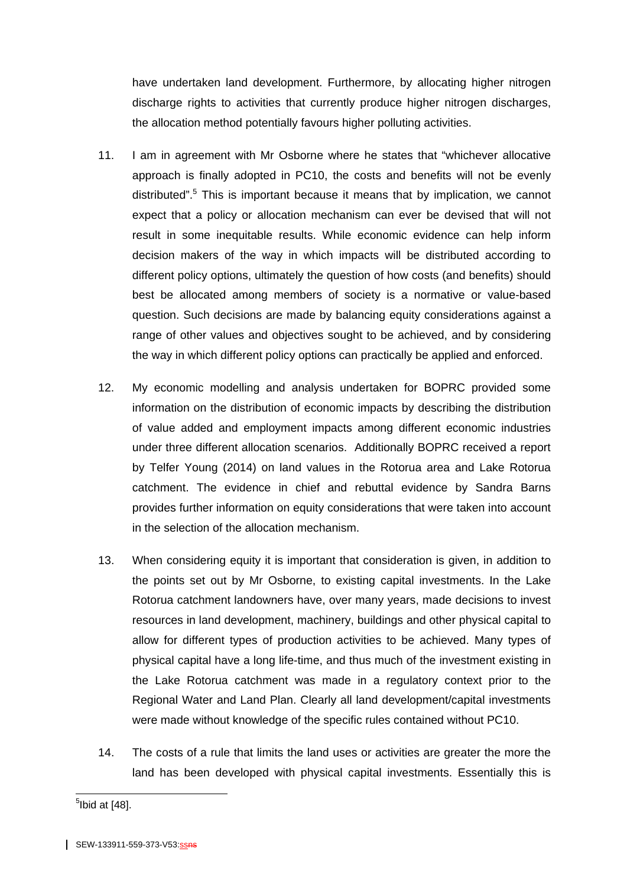have undertaken land development. Furthermore, by allocating higher nitrogen discharge rights to activities that currently produce higher nitrogen discharges, the allocation method potentially favours higher polluting activities.

11. I am in agreement with Mr Osborne where he states that "whichever allocative approach is finally adopted in PC10, the costs and benefits will not be evenly distributed".[5] This is important because it means that by implication, we cannot expect that a policy or allocation mechanism can ever be devised that will not result in some inequitable results. While economic evidence can help inform decision makers of the way in which impacts will be distributed according to different policy options, ultimately the question of how costs (and benefits) should best be allocated among members of society is a normative or value-based question. Such decisions are made by balancing equity considerations against a range of other values and objectives sought to be achieved, and by considering the way in which different policy options can practically be applied and enforced.

12. My economic modelling and analysis undertaken for BOPRC provided some information on the distribution of economic impacts by describing the distribution of value added and employment impacts among different economic industries under three different allocation scenarios. Additionally BOPRC received a report by Telfer Young (2014) on land values in the Rotorua area and Lake Rotorua catchment. The evidence in chief and rebuttal evidence by Sandra Barns provides further information on equity considerations that were taken into account in the selection of the allocation mechanism.

13. When considering equity it is important that consideration is given, in addition to the points set out by Mr Osborne, to existing capital investments. In the Lake Rotorua catchment landowners have, over many years, made decisions to invest resources in land development, machinery, buildings and other physical capital to allow for different types of production activities to be achieved. Many types of physical capital have a long life-time, and thus much of the investment existing in the Lake Rotorua catchment was made in a regulatory context prior to the Regional Water and Land Plan. Clearly all land development/capital investments were made without knowledge of the specific rules contained without PC10.

14. The costs of a rule that limits the land uses or activities are greater the more the land has been developed with physical capital investments. Essentially this is

[5] Ibid at [48].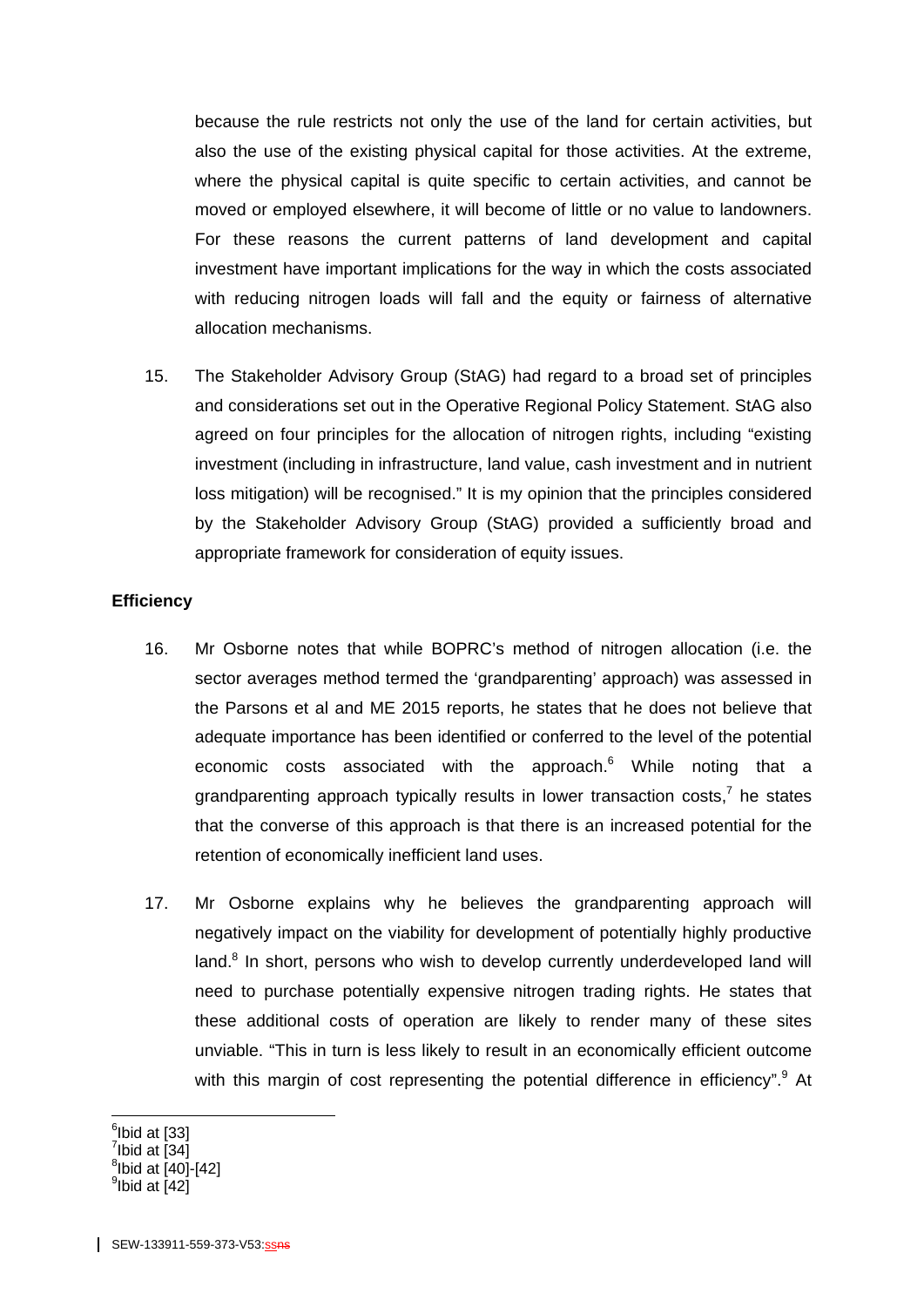because the rule restricts not only the use of the land for certain activities, but also the use of the existing physical capital for those activities. At the extreme, where the physical capital is quite specific to certain activities, and cannot be moved or employed elsewhere, it will become of little or no value to landowners. For these reasons the current patterns of land development and capital investment have important implications for the way in which the costs associated with reducing nitrogen loads will fall and the equity or fairness of alternative allocation mechanisms.

15. The Stakeholder Advisory Group (StAG) had regard to a broad set of principles and considerations set out in the Operative Regional Policy Statement. StAG also agreed on four principles for the allocation of nitrogen rights, including "existing investment (including in infrastructure, land value, cash investment and in nutrient loss mitigation) will be recognised." It is my opinion that the principles considered by the Stakeholder Advisory Group (StAG) provided a sufficiently broad and appropriate framework for consideration of equity issues.

**Efficiency**

16. Mr Osborne notes that while BOPRC's method of nitrogen allocation (i.e. the sector averages method termed the 'grandparenting' approach) was assessed in the Parsons et al and ME 2015 reports, he states that he does not believe that adequate importance has been identified or conferred to the level of the potential economic costs associated with the approach.[6] While noting that a grandparenting approach typically results in lower transaction costs,[7] he states that the converse of this approach is that there is an increased potential for the retention of economically inefficient land uses.

17. Mr Osborne explains why he believes the grandparenting approach will negatively impact on the viability for development of potentially highly productive land.[8] In short, persons who wish to develop currently underdeveloped land will need to purchase potentially expensive nitrogen trading rights. He states that these additional costs of operation are likely to render many of these sites unviable. "This in turn is less likely to result in an economically efficient outcome with this margin of cost representing the potential difference in efficiency".[9] At

[6] Ibid at [33]
[7] Ibid at [34]
[8] Ibid at [40]-[42]
[9] Ibid at [42]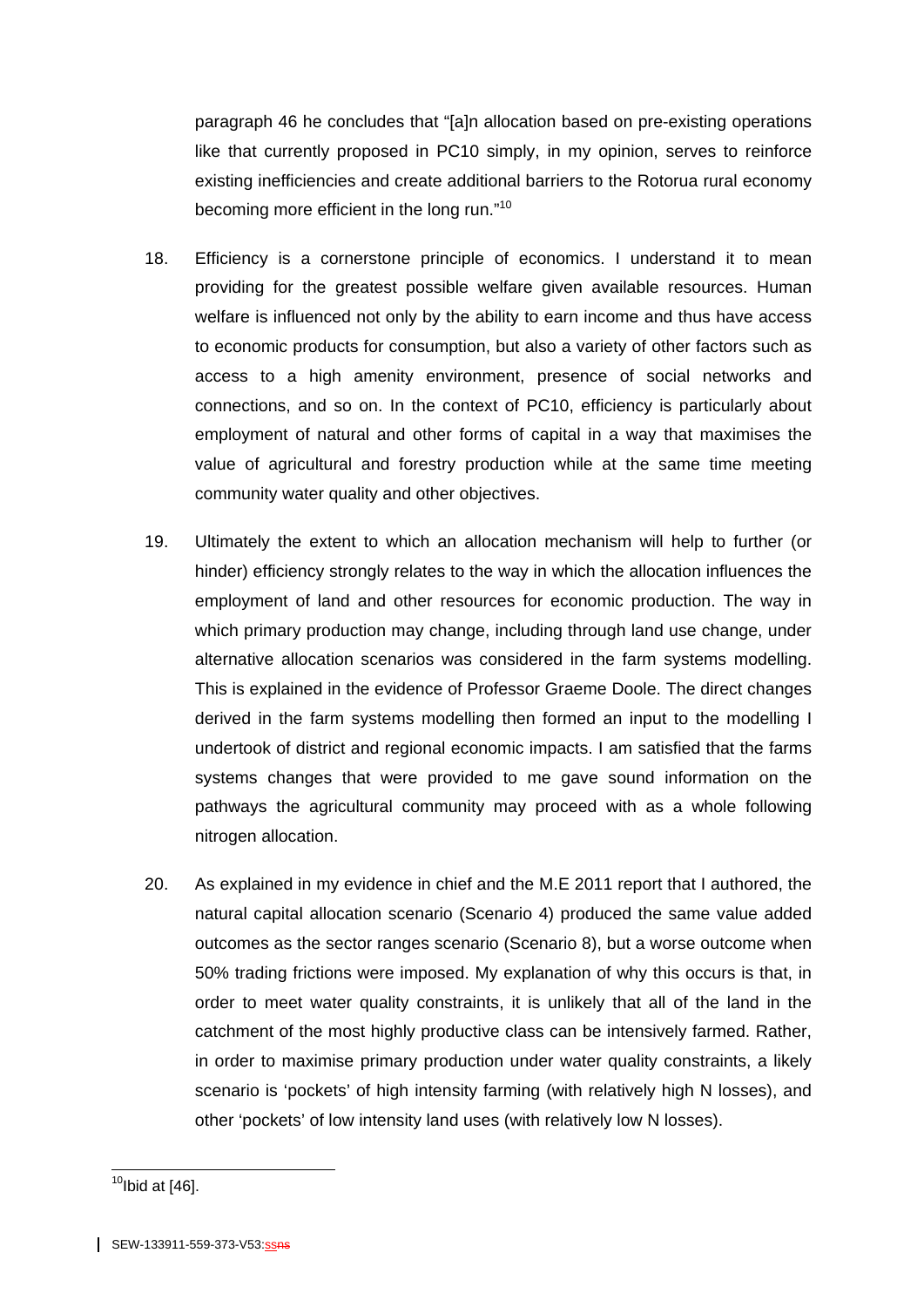paragraph 46 he concludes that "[a]n allocation based on pre-existing operations like that currently proposed in PC10 simply, in my opinion, serves to reinforce existing inefficiencies and create additional barriers to the Rotorua rural economy becoming more efficient in the long run."[10]

18. Efficiency is a cornerstone principle of economics. I understand it to mean providing for the greatest possible welfare given available resources. Human welfare is influenced not only by the ability to earn income and thus have access to economic products for consumption, but also a variety of other factors such as access to a high amenity environment, presence of social networks and connections, and so on. In the context of PC10, efficiency is particularly about employment of natural and other forms of capital in a way that maximises the value of agricultural and forestry production while at the same time meeting community water quality and other objectives.

19. Ultimately the extent to which an allocation mechanism will help to further (or hinder) efficiency strongly relates to the way in which the allocation influences the employment of land and other resources for economic production. The way in which primary production may change, including through land use change, under alternative allocation scenarios was considered in the farm systems modelling. This is explained in the evidence of Professor Graeme Doole. The direct changes derived in the farm systems modelling then formed an input to the modelling I undertook of district and regional economic impacts. I am satisfied that the farms systems changes that were provided to me gave sound information on the pathways the agricultural community may proceed with as a whole following nitrogen allocation.

20. As explained in my evidence in chief and the M.E 2011 report that I authored, the natural capital allocation scenario (Scenario 4) produced the same value added outcomes as the sector ranges scenario (Scenario 8), but a worse outcome when 50% trading frictions were imposed. My explanation of why this occurs is that, in order to meet water quality constraints, it is unlikely that all of the land in the catchment of the most highly productive class can be intensively farmed. Rather, in order to maximise primary production under water quality constraints, a likely scenario is 'pockets' of high intensity farming (with relatively high N losses), and other 'pockets' of low intensity land uses (with relatively low N losses).

[10] Ibid at [46].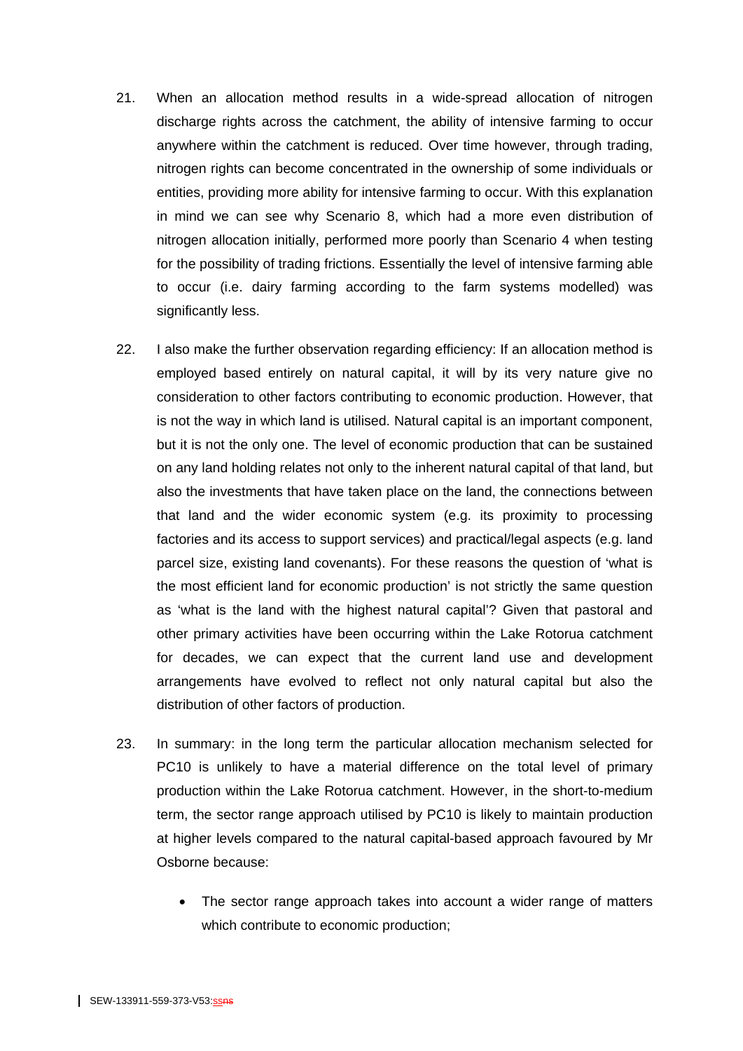21. When an allocation method results in a wide-spread allocation of nitrogen discharge rights across the catchment, the ability of intensive farming to occur anywhere within the catchment is reduced. Over time however, through trading, nitrogen rights can become concentrated in the ownership of some individuals or entities, providing more ability for intensive farming to occur. With this explanation in mind we can see why Scenario 8, which had a more even distribution of nitrogen allocation initially, performed more poorly than Scenario 4 when testing for the possibility of trading frictions. Essentially the level of intensive farming able to occur (i.e. dairy farming according to the farm systems modelled) was significantly less.

22. I also make the further observation regarding efficiency: If an allocation method is employed based entirely on natural capital, it will by its very nature give no consideration to other factors contributing to economic production. However, that is not the way in which land is utilised. Natural capital is an important component, but it is not the only one. The level of economic production that can be sustained on any land holding relates not only to the inherent natural capital of that land, but also the investments that have taken place on the land, the connections between that land and the wider economic system (e.g. its proximity to processing factories and its access to support services) and practical/legal aspects (e.g. land parcel size, existing land covenants). For these reasons the question of 'what is the most efficient land for economic production' is not strictly the same question as 'what is the land with the highest natural capital'? Given that pastoral and other primary activities have been occurring within the Lake Rotorua catchment for decades, we can expect that the current land use and development arrangements have evolved to reflect not only natural capital but also the distribution of other factors of production.

23. In summary: in the long term the particular allocation mechanism selected for PC10 is unlikely to have a material difference on the total level of primary production within the Lake Rotorua catchment. However, in the short-to-medium term, the sector range approach utilised by PC10 is likely to maintain production at higher levels compared to the natural capital-based approach favoured by Mr Osborne because:

    - The sector range approach takes into account a wider range of matters which contribute to economic production;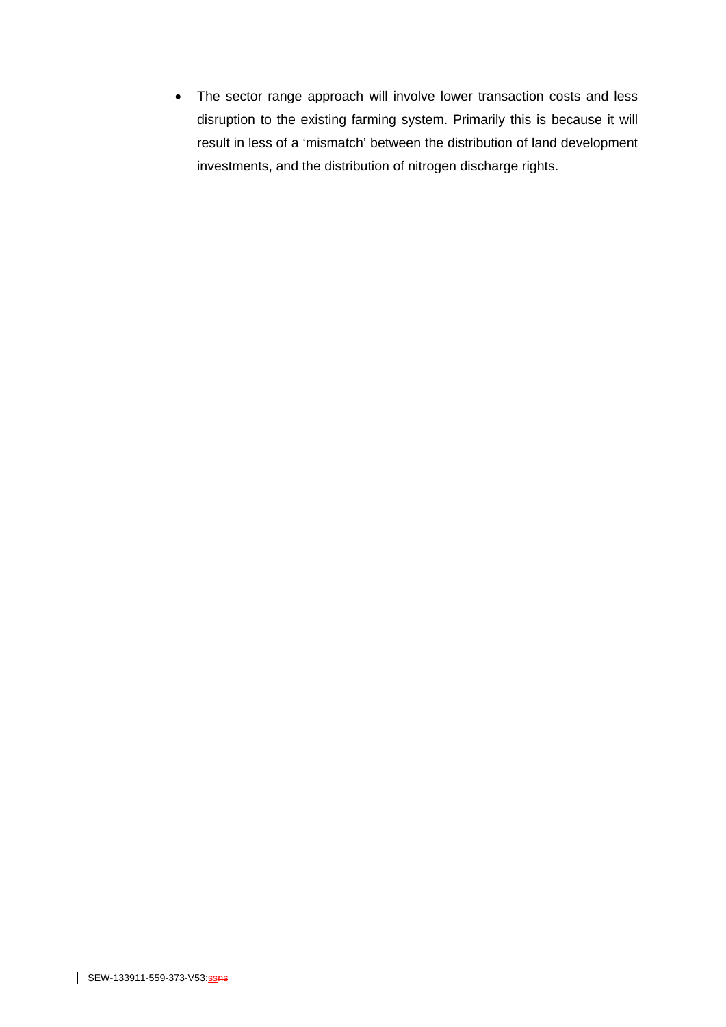- The sector range approach will involve lower transaction costs and less disruption to the existing farming system. Primarily this is because it will result in less of a 'mismatch' between the distribution of land development investments, and the distribution of nitrogen discharge rights.